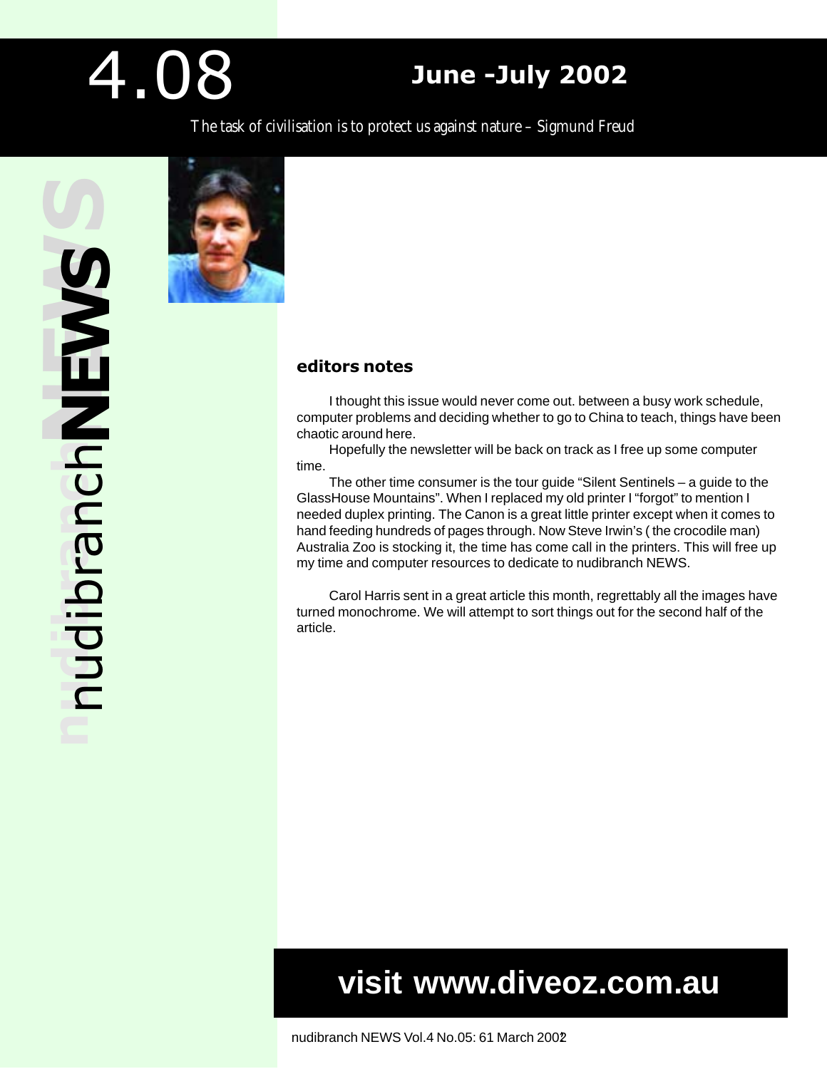# 4.08

**June -July 2002**

*The task of civilisation is to protect us against nature – Sigmund Freud*

nudibranch**NEWS**

## editors notes

I thought this issue would never come out. between a busy work schedule, computer problems and deciding whether to go to China to teach, things have been chaotic around here.

Hopefully the newsletter will be back on track as I free up some computer time.

The other time consumer is the tour guide "Silent Sentinels – a guide to the GlassHouse Mountains". When I replaced my old printer I "forgot" to mention I needed duplex printing. The Canon is a great little printer except when it comes to hand feeding hundreds of pages through. Now Steve Irwin's ( the crocodile man) Australia Zoo is stocking it, the time has come call in the printers. This will free up my time and computer resources to dedicate to nudibranch NEWS.

Carol Harris sent in a great article this month, regrettably all the images have turned monochrome. We will attempt to sort things out for the second half of the article.

**visit www.diveoz.com.au**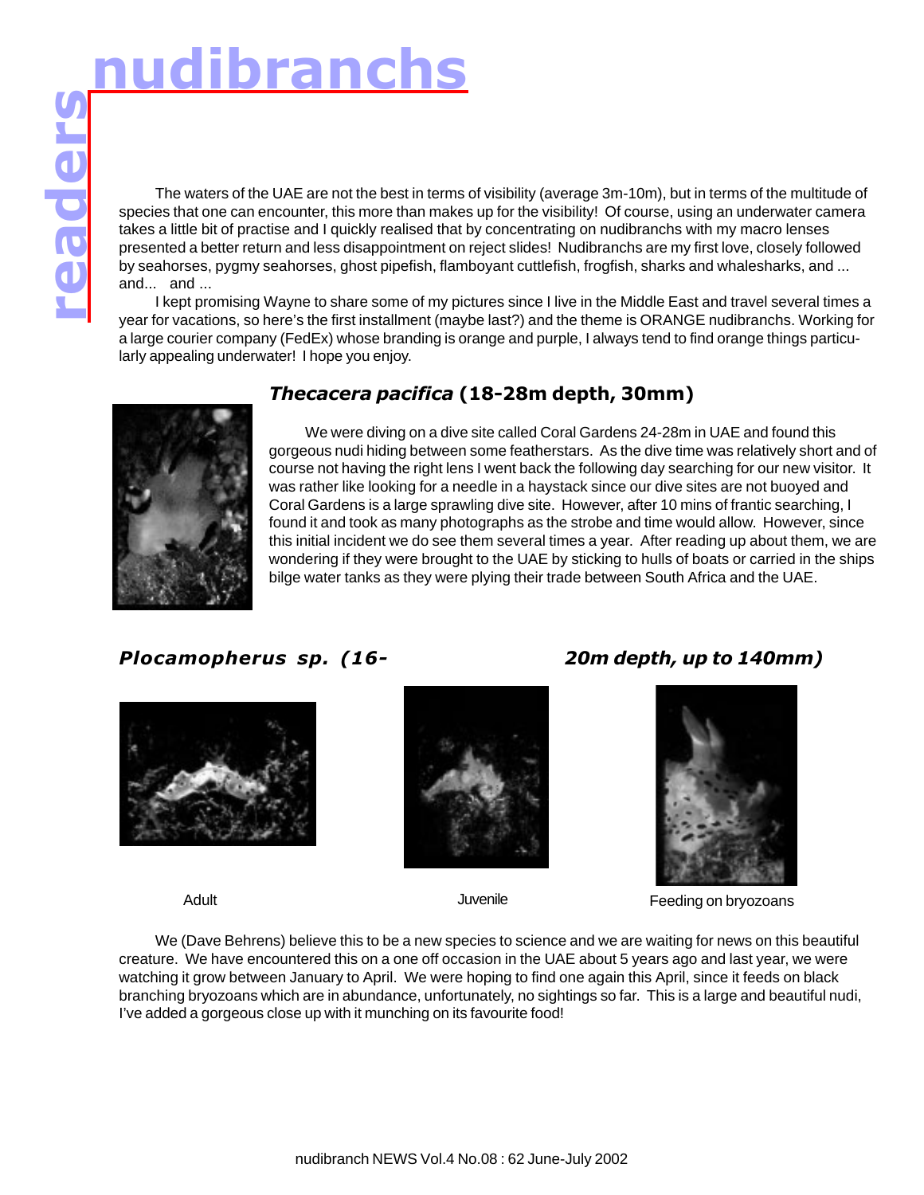# readers nudibranchs

The waters of the UAE are not the best in terms of visibility (average 3m-10m), but in terms of the multitude of species that one can encounter, this more than makes up for the visibility! Of course, using an underwater camera takes a little bit of practise and I quickly realised that by concentrating on nudibranchs with my macro lenses presented a better return and less disappointment on reject slides! Nudibranchs are my first love, closely followed by seahorses, pygmy seahorses, ghost pipefish, flamboyant cuttlefish, frogfish, sharks and whalesharks, and ... and... and ...

I kept promising Wayne to share some of my pictures since I live in the Middle East and travel several times a year for vacations, so here's the first installment (maybe last?) and the theme is ORANGE nudibranchs. Working for a large courier company (FedEx) whose branding is orange and purple, I always tend to find orange things particularly appealing underwater! I hope you enjoy.

### *Thecacera pacifica* (18-28m depth, 30mm)

We were diving on a dive site called Coral Gardens 24-28m in UAE and found this gorgeous nudi hiding between some featherstars. As the dive time was relatively short and of course not having the right lens I went back the following day searching for our new visitor. It was rather like looking for a needle in a haystack since our dive sites are not buoyed and Coral Gardens is a large sprawling dive site. However, after 10 mins of frantic searching, I found it and took as many photographs as the strobe and time would allow. However, since this initial incident we do see them several times a year. After reading up about them, we are wondering if they were brought to the UAE by sticking to hulls of boats or carried in the ships bilge water tanks as they were plying their trade between South Africa and the UAE.

### *Plocamopherus sp. (16-20m depth, up to 140mm)*

Adult

Juvenile

Feeding on bryozoans

We (Dave Behrens) believe this to be a new species to science and we are waiting for news on this beautiful creature. We have encountered this on a one off occasion in the UAE about 5 years ago and last year, we were watching it grow between January to April. We were hoping to find one again this April, since it feeds on black branching bryozoans which are in abundance, unfortunately, no sightings so far. This is a large and beautiful nudi, I've added a gorgeous close up with it munching on its favourite food!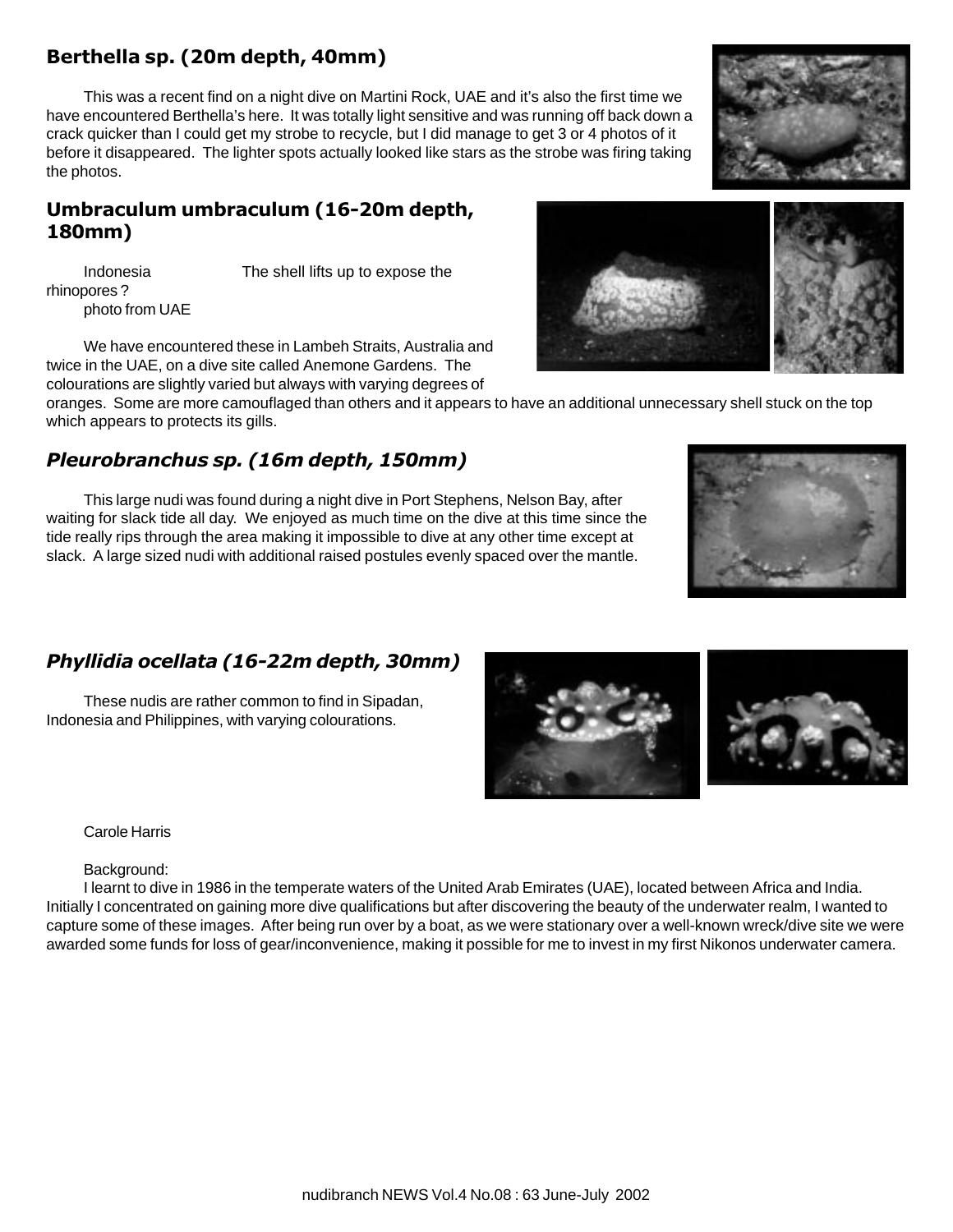## **Berthella sp. (20m depth, 40mm)**

This was a recent find on a night dive on Martini Rock, UAE and it's also the first time we have encountered Berthella's here. It was totally light sensitive and was running off back down a crack quicker than I could get my strobe to recycle, but I did manage to get 3 or 4 photos of it before it disappeared. The lighter spots actually looked like stars as the strobe was firing taking the photos.

## **Umbraculum umbraculum (16-20m depth, 180mm)**

Indonesia

photo from UAE

The shell lifts up to expose the rhinopores ?

We have encountered these in Lambeh Straits, Australia and twice in the UAE, on a dive site called Anemone Gardens. The colourations are slightly varied but always with varying degrees of oranges. Some are more camouflaged than others and it appears to have an additional unnecessary shell stuck on the top which appears to protects its gills.

## ***Pleurobranchus sp. (16m depth, 150mm)***

This large nudi was found during a night dive in Port Stephens, Nelson Bay, after waiting for slack tide all day. We enjoyed as much time on the dive at this time since the tide really rips through the area making it impossible to dive at any other time except at slack. A large sized nudi with additional raised postules evenly spaced over the mantle.

## ***Phyllidia ocellata (16-22m depth, 30mm)***

These nudis are rather common to find in Sipadan, Indonesia and Philippines, with varying colourations.

Carole Harris

Background:

I learnt to dive in 1986 in the temperate waters of the United Arab Emirates (UAE), located between Africa and India. Initially I concentrated on gaining more dive qualifications but after discovering the beauty of the underwater realm, I wanted to capture some of these images. After being run over by a boat, as we were stationary over a well-known wreck/dive site we were awarded some funds for loss of gear/inconvenience, making it possible for me to invest in my first Nikonos underwater camera.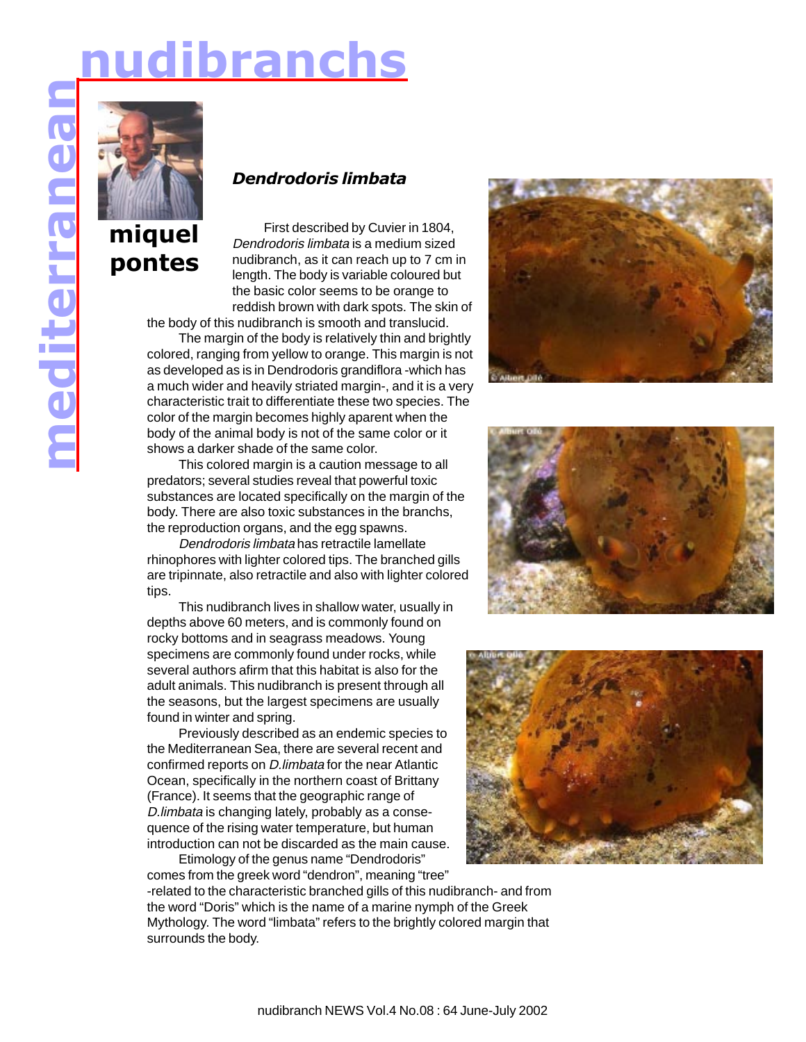# nudibranchs

mediterranean

**miquel pontes**

### *Dendrodoris limbata*

First described by Cuvier in 1804, *Dendrodoris limbata* is a medium sized nudibranch, as it can reach up to 7 cm in length. The body is variable coloured but the basic color seems to be orange to reddish brown with dark spots. The skin of the body of this nudibranch is smooth and translucid.

The margin of the body is relatively thin and brightly colored, ranging from yellow to orange. This margin is not as developed as is in Dendrodoris grandiflora -which has a much wider and heavily striated margin-, and it is a very characteristic trait to differentiate these two species. The color of the margin becomes highly aparent when the body of the animal body is not of the same color or it shows a darker shade of the same color.

This colored margin is a caution message to all predators; several studies reveal that powerful toxic substances are located specifically on the margin of the body. There are also toxic substances in the branchs, the reproduction organs, and the egg spawns.

*Dendrodoris limbata* has retractile lamellate rhinophores with lighter colored tips. The branched gills are tripinnate, also retractile and also with lighter colored tips.

This nudibranch lives in shallow water, usually in depths above 60 meters, and is commonly found on rocky bottoms and in seagrass meadows. Young specimens are commonly found under rocks, while several authors afirm that this habitat is also for the adult animals. This nudibranch is present through all the seasons, but the largest specimens are usually found in winter and spring.

Previously described as an endemic species to the Mediterranean Sea, there are several recent and confirmed reports on *D.limbata* for the near Atlantic Ocean, specifically in the northern coast of Brittany (France). It seems that the geographic range of *D.limbata* is changing lately, probably as a consequence of the rising water temperature, but human introduction can not be discarded as the main cause.

Etimology of the genus name "Dendrodoris" comes from the greek word "dendron", meaning "tree" -related to the characteristic branched gills of this nudibranch- and from the word "Doris" which is the name of a marine nymph of the Greek Mythology. The word "limbata" refers to the brightly colored margin that surrounds the body.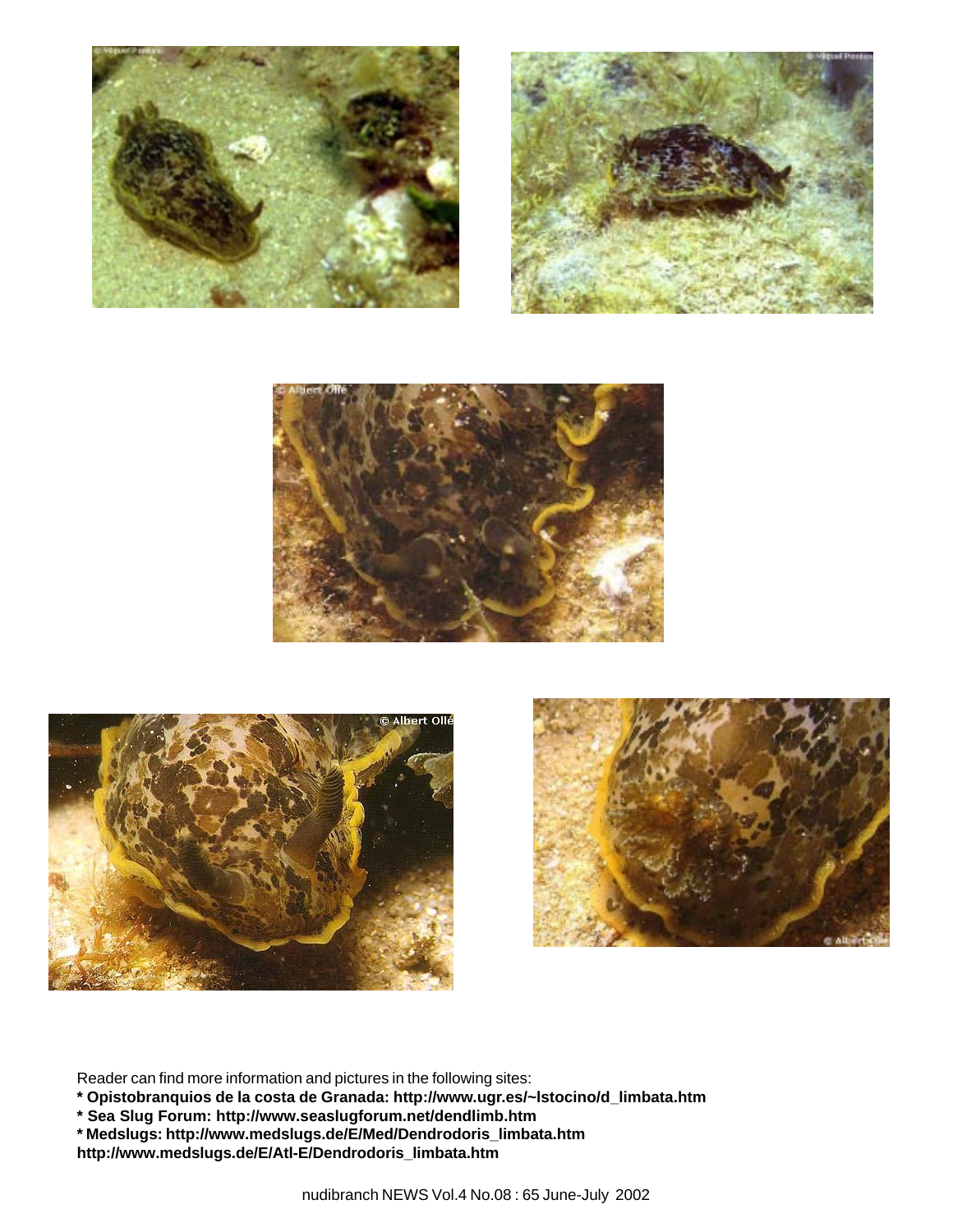Reader can find more information and pictures in the following sites:

**\* Opistobranquios de la costa de Granada: http://www.ugr.es/~lstocino/d_limbata.htm**
**\* Sea Slug Forum: http://www.seaslugforum.net/dendlimb.htm**
**\* Medslugs: http://www.medslugs.de/E/Med/Dendrodoris_limbata.htm**
**http://www.medslugs.de/E/Atl-E/Dendrodoris_limbata.htm**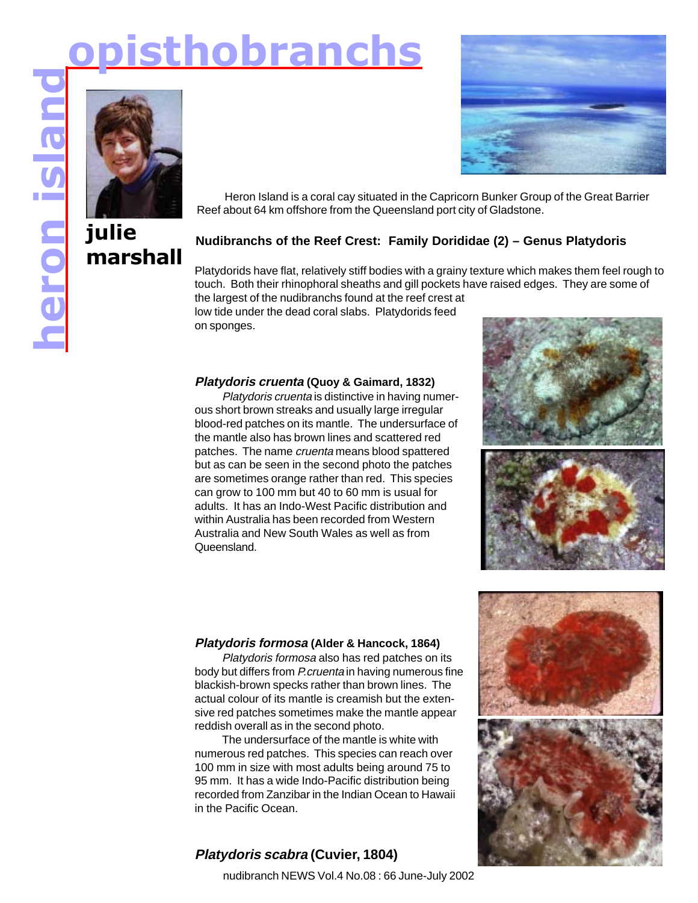# opisthobranchs

heron island

**julie marshall**

Heron Island is a coral cay situated in the Capricorn Bunker Group of the Great Barrier Reef about 64 km offshore from the Queensland port city of Gladstone.

## Nudibranchs of the Reef Crest: Family Dorididae (2) – Genus Platydoris

Platydorids have flat, relatively stiff bodies with a grainy texture which makes them feel rough to touch. Both their rhinophoral sheaths and gill pockets have raised edges. They are some of the largest of the nudibranchs found at the reef crest at low tide under the dead coral slabs. Platydorids feed on sponges.

### *Platydoris cruenta* (Quoy & Gaimard, 1832)

*Platydoris cruenta* is distinctive in having numerous short brown streaks and usually large irregular blood-red patches on its mantle. The undersurface of the mantle also has brown lines and scattered red patches. The name *cruenta* means blood spattered but as can be seen in the second photo the patches are sometimes orange rather than red. This species can grow to 100 mm but 40 to 60 mm is usual for adults. It has an Indo-West Pacific distribution and within Australia has been recorded from Western Australia and New South Wales as well as from Queensland.

### *Platydoris formosa* (Alder & Hancock, 1864)

*Platydoris formosa* also has red patches on its body but differs from *P.cruenta* in having numerous fine blackish-brown specks rather than brown lines. The actual colour of its mantle is creamish but the extensive red patches sometimes make the mantle appear reddish overall as in the second photo.

The undersurface of the mantle is white with numerous red patches. This species can reach over 100 mm in size with most adults being around 75 to 95 mm. It has a wide Indo-Pacific distribution being recorded from Zanzibar in the Indian Ocean to Hawaii in the Pacific Ocean.

### *Platydoris scabra* (Cuvier, 1804)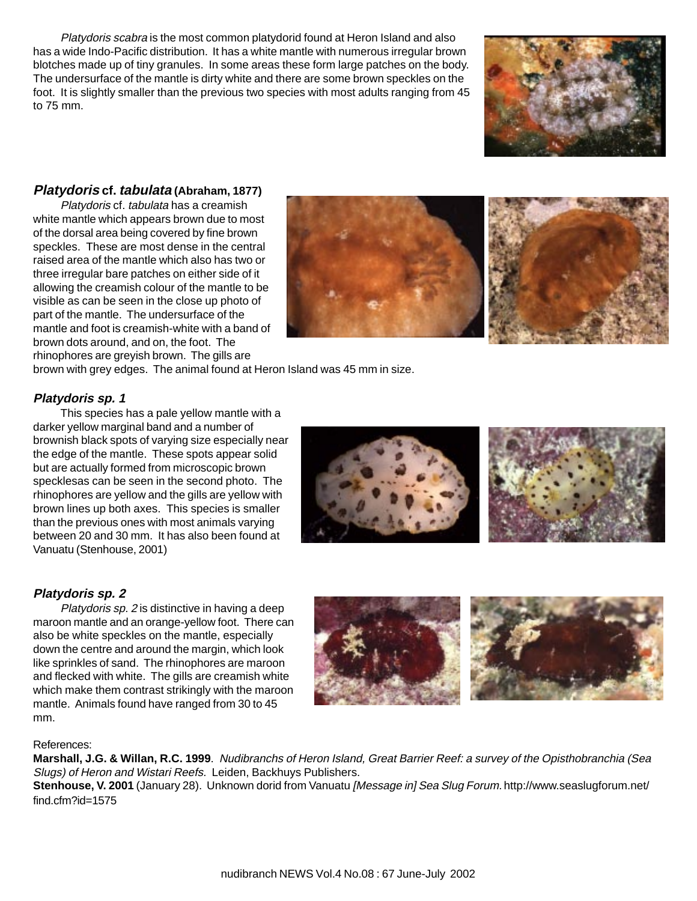*Platydoris scabra* is the most common platydorid found at Heron Island and also has a wide Indo-Pacific distribution. It has a white mantle with numerous irregular brown blotches made up of tiny granules. In some areas these form large patches on the body. The undersurface of the mantle is dirty white and there are some brown speckles on the foot. It is slightly smaller than the previous two species with most adults ranging from 45 to 75 mm.

### ***Platydoris* cf. *tabulata* (Abraham, 1877)**

*Platydoris* cf. *tabulata* has a creamish white mantle which appears brown due to most of the dorsal area being covered by fine brown speckles. These are most dense in the central raised area of the mantle which also has two or three irregular bare patches on either side of it allowing the creamish colour of the mantle to be visible as can be seen in the close up photo of part of the mantle. The undersurface of the mantle and foot is creamish-white with a band of brown dots around, and on, the foot. The rhinophores are greyish brown. The gills are brown with grey edges. The animal found at Heron Island was 45 mm in size.

### ***Platydoris sp. 1***

This species has a pale yellow mantle with a darker yellow marginal band and a number of brownish black spots of varying size especially near the edge of the mantle. These spots appear solid but are actually formed from microscopic brown specklesas can be seen in the second photo. The rhinophores are yellow and the gills are yellow with brown lines up both axes. This species is smaller than the previous ones with most animals varying between 20 and 30 mm. It has also been found at Vanuatu (Stenhouse, 2001)

### ***Platydoris sp. 2***

*Platydoris sp. 2* is distinctive in having a deep maroon mantle and an orange-yellow foot. There can also be white speckles on the mantle, especially down the centre and around the margin, which look like sprinkles of sand. The rhinophores are maroon and flecked with white. The gills are creamish white which make them contrast strikingly with the maroon mantle. Animals found have ranged from 30 to 45 mm.

References:

**Marshall, J.G. & Willan, R.C. 1999**. *Nudibranchs of Heron Island, Great Barrier Reef: a survey of the Opisthobranchia (Sea Slugs) of Heron and Wistari Reefs.* Leiden, Backhuys Publishers.

**Stenhouse, V. 2001** (January 28). Unknown dorid from Vanuatu *[Message in] Sea Slug Forum.* http://www.seaslugforum.net/find.cfm?id=1575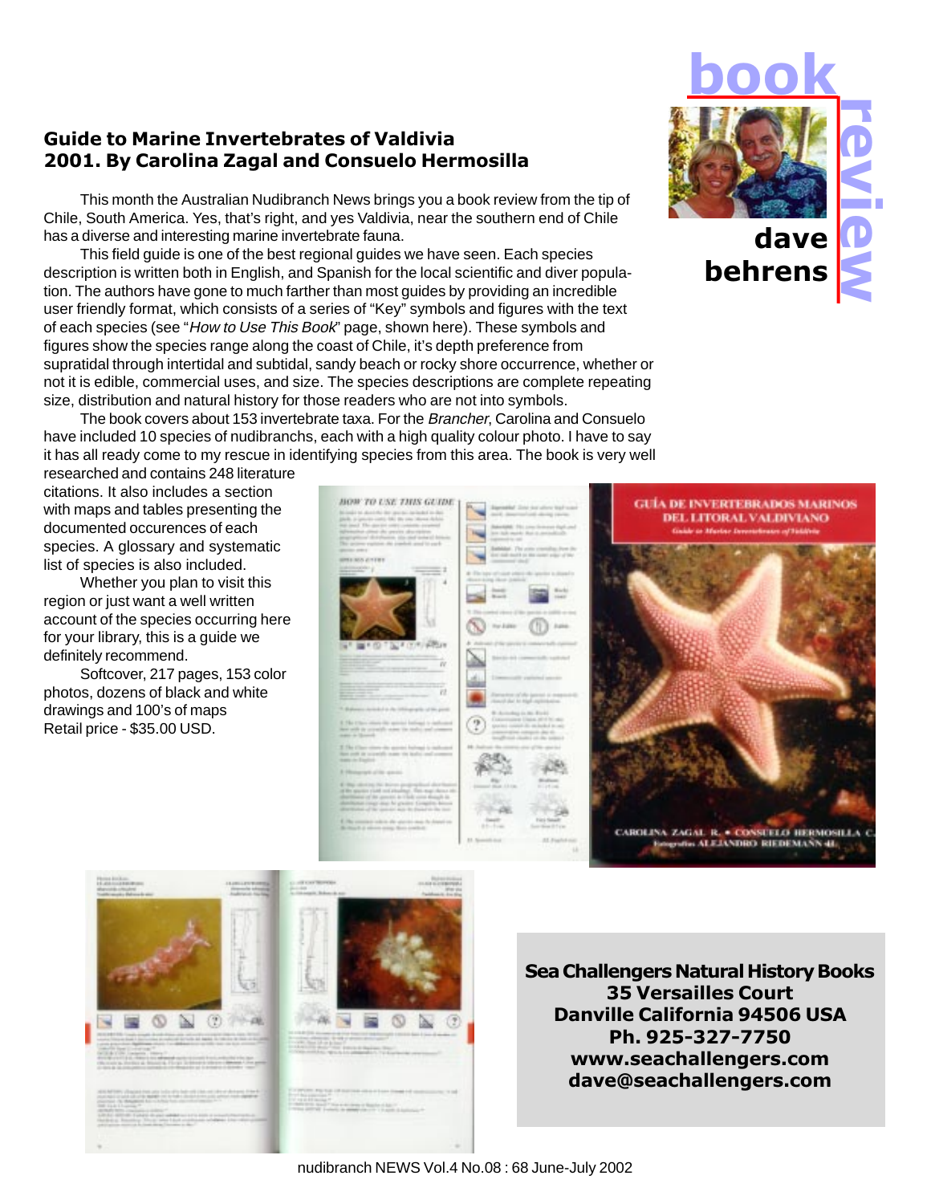book review

dave behrens

## Guide to Marine Invertebrates of Valdivia 2001. By Carolina Zagal and Consuelo Hermosilla

This month the Australian Nudibranch News brings you a book review from the tip of Chile, South America. Yes, that's right, and yes Valdivia, near the southern end of Chile has a diverse and interesting marine invertebrate fauna.

This field guide is one of the best regional guides we have seen. Each species description is written both in English, and Spanish for the local scientific and diver population. The authors have gone to much farther than most guides by providing an incredible user friendly format, which consists of a series of "Key" symbols and figures with the text of each species (see "*How to Use This Book*" page, shown here). These symbols and figures show the species range along the coast of Chile, it's depth preference from supratidal through intertidal and subtidal, sandy beach or rocky shore occurrence, whether or not it is edible, commercial uses, and size. The species descriptions are complete repeating size, distribution and natural history for those readers who are not into symbols.

The book covers about 153 invertebrate taxa. For the *Brancher*, Carolina and Consuelo have included 10 species of nudibranchs, each with a high quality colour photo. I have to say it has all ready come to my rescue in identifying species from this area. The book is very well researched and contains 248 literature citations. It also includes a section with maps and tables presenting the documented occurences of each species. A glossary and systematic list of species is also included.

Whether you plan to visit this region or just want a well written account of the species occurring here for your library, this is a guide we definitely recommend.

Softcover, 217 pages, 153 color photos, dozens of black and white drawings and 100's of maps
Retail price - $35.00 USD.

**Sea Challengers Natural History Books**
**35 Versailles Court**
**Danville California 94506 USA**
**Ph. 925-327-7750**
**www.seachallengers.com**
**dave@seachallengers.com**